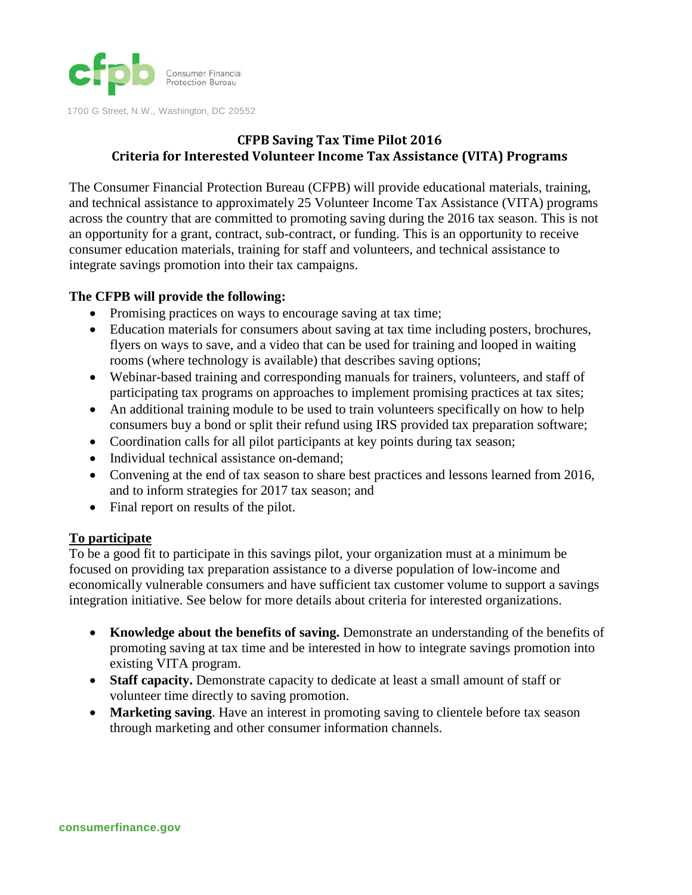1700 G Street, N.W., Washington, DC 20552

# CFPB Saving Tax Time Pilot 2016
## Criteria for Interested Volunteer Income Tax Assistance (VITA) Programs

The Consumer Financial Protection Bureau (CFPB) will provide educational materials, training, and technical assistance to approximately 25 Volunteer Income Tax Assistance (VITA) programs across the country that are committed to promoting saving during the 2016 tax season. This is not an opportunity for a grant, contract, sub-contract, or funding. This is an opportunity to receive consumer education materials, training for staff and volunteers, and technical assistance to integrate savings promotion into their tax campaigns.

**The CFPB will provide the following:**

- Promising practices on ways to encourage saving at tax time;
- Education materials for consumers about saving at tax time including posters, brochures, flyers on ways to save, and a video that can be used for training and looped in waiting rooms (where technology is available) that describes saving options;
- Webinar-based training and corresponding manuals for trainers, volunteers, and staff of participating tax programs on approaches to implement promising practices at tax sites;
- An additional training module to be used to train volunteers specifically on how to help consumers buy a bond or split their refund using IRS provided tax preparation software;
- Coordination calls for all pilot participants at key points during tax season;
- Individual technical assistance on-demand;
- Convening at the end of tax season to share best practices and lessons learned from 2016, and to inform strategies for 2017 tax season; and
- Final report on results of the pilot.

**To participate**

To be a good fit to participate in this savings pilot, your organization must at a minimum be focused on providing tax preparation assistance to a diverse population of low-income and economically vulnerable consumers and have sufficient tax customer volume to support a savings integration initiative. See below for more details about criteria for interested organizations.

- **Knowledge about the benefits of saving.** Demonstrate an understanding of the benefits of promoting saving at tax time and be interested in how to integrate savings promotion into existing VITA program.
- **Staff capacity.** Demonstrate capacity to dedicate at least a small amount of staff or volunteer time directly to saving promotion.
- **Marketing saving**. Have an interest in promoting saving to clientele before tax season through marketing and other consumer information channels.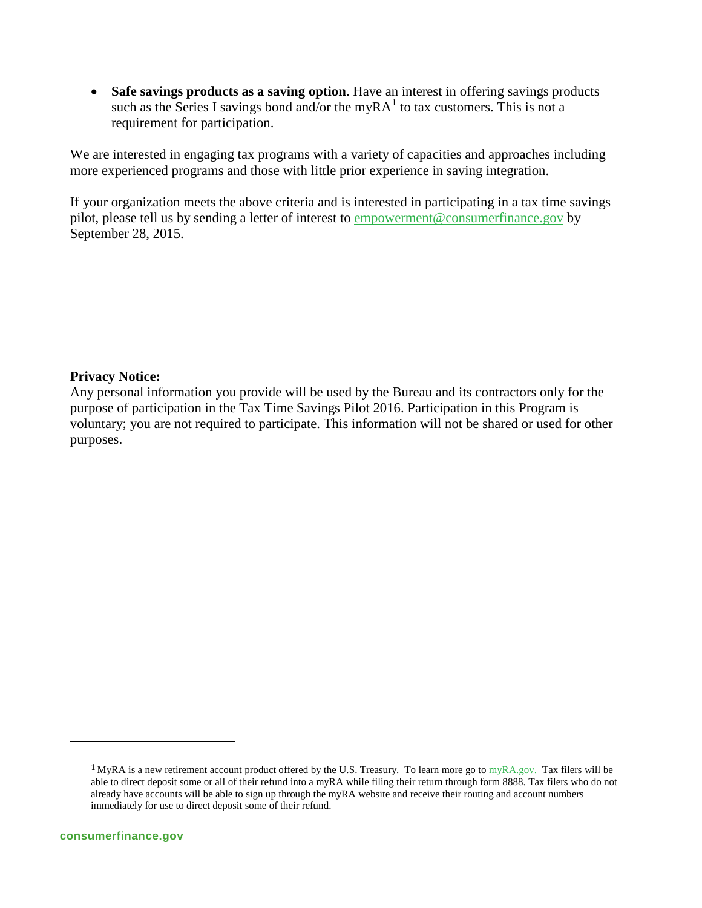- **Safe savings products as a saving option**. Have an interest in offering savings products such as the Series I savings bond and/or the myRA[1] to tax customers. This is not a requirement for participation.

We are interested in engaging tax programs with a variety of capacities and approaches including more experienced programs and those with little prior experience in saving integration.

If your organization meets the above criteria and is interested in participating in a tax time savings pilot, please tell us by sending a letter of interest to empowerment@consumerfinance.gov by September 28, 2015.

**Privacy Notice:**
Any personal information you provide will be used by the Bureau and its contractors only for the purpose of participation in the Tax Time Savings Pilot 2016. Participation in this Program is voluntary; you are not required to participate. This information will not be shared or used for other purposes.

---

[1] MyRA is a new retirement account product offered by the U.S. Treasury. To learn more go to myRA.gov. Tax filers will be able to direct deposit some or all of their refund into a myRA while filing their return through form 8888. Tax filers who do not already have accounts will be able to sign up through the myRA website and receive their routing and account numbers immediately for use to direct deposit some of their refund.